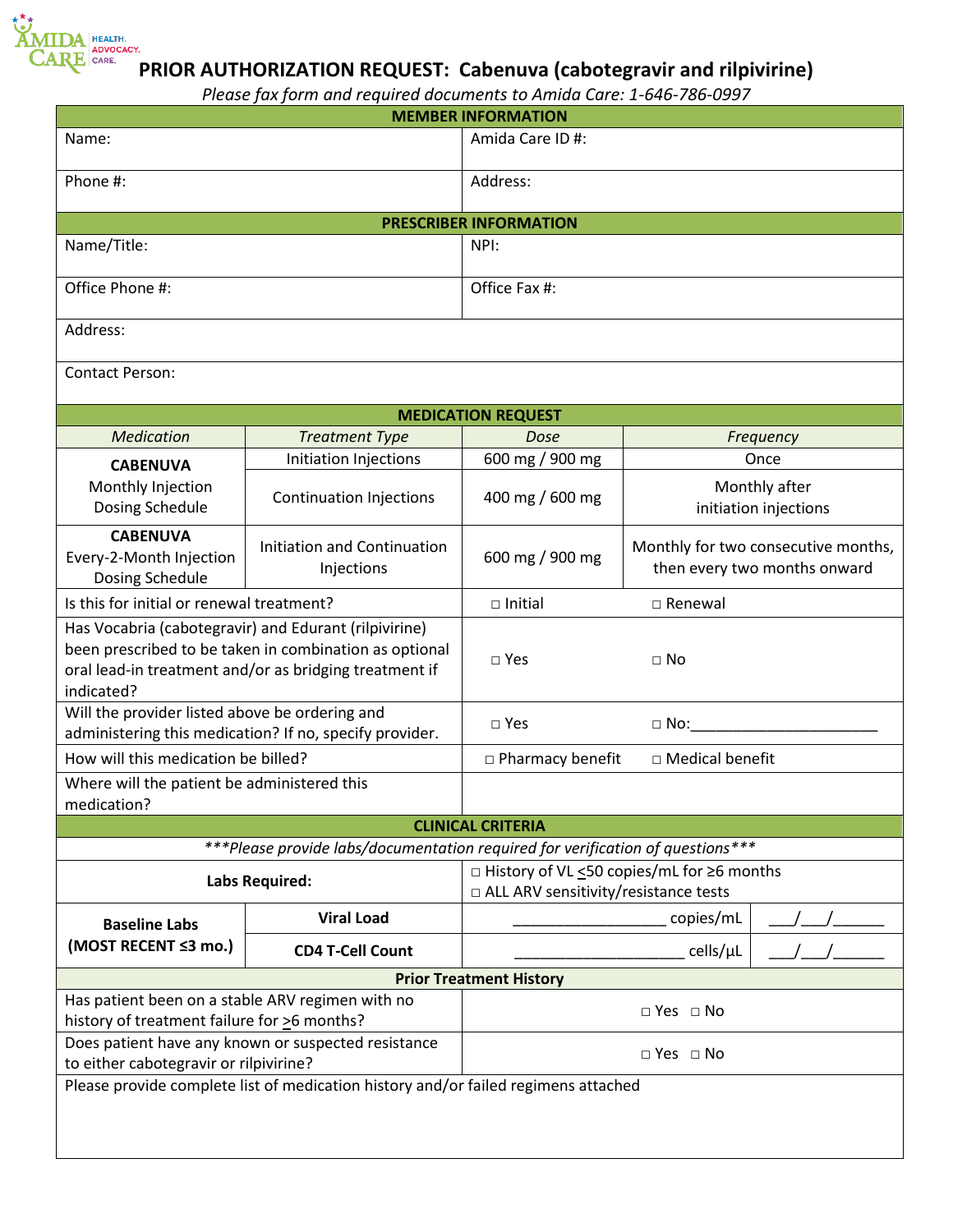AMIDA CARE — HEALTH. ADVOCACY. CARE.

# PRIOR AUTHORIZATION REQUEST: Cabenuva (cabotegravir and rilpivirine)

*Please fax form and required documents to Amida Care: 1-646-786-0997*

| MEMBER INFORMATION | |
|---|---|
| Name: | Amida Care ID #: |
| Phone #: | Address: |

| PRESCRIBER INFORMATION | |
|---|---|
| Name/Title: | NPI: |
| Office Phone #: | Office Fax #: |
| Address: | |
| Contact Person: | |

| MEDICATION REQUEST | | | |
|---|---|---|---|
| *Medication* | *Treatment Type* | *Dose* | *Frequency* |
| **CABENUVA** Monthly Injection Dosing Schedule | Initiation Injections | 600 mg / 900 mg | Once |
| | Continuation Injections | 400 mg / 600 mg | Monthly after initiation injections |
| **CABENUVA** Every-2-Month Injection Dosing Schedule | Initiation and Continuation Injections | 600 mg / 900 mg | Monthly for two consecutive months, then every two months onward |

| Question | Response | |
|---|---|---|
| Is this for initial or renewal treatment? | □ Initial | □ Renewal |
| Has Vocabria (cabotegravir) and Edurant (rilpivirine) been prescribed to be taken in combination as optional oral lead-in treatment and/or as bridging treatment if indicated? | □ Yes | □ No |
| Will the provider listed above be ordering and administering this medication? If no, specify provider. | □ Yes | □ No:______________________ |
| How will this medication be billed? | □ Pharmacy benefit | □ Medical benefit |
| Where will the patient be administered this medication? | | |

| CLINICAL CRITERIA | | | |
|---|---|---|---|
| ***\*Please provide labs/documentation required for verification of questions\**** | | | |
| **Labs Required:** | | □ History of VL ≤50 copies/mL for ≥6 months<br>□ ALL ARV sensitivity/resistance tests | |
| **Baseline Labs (MOST RECENT ≤3 mo.)** | **Viral Load** | __________________ copies/mL | ___/___/______ |
| | **CD4 T-Cell Count** | ____________________ cells/µL | ___/___/______ |

| Prior Treatment History | |
|---|---|
| Has patient been on a stable ARV regimen with no history of treatment failure for ≥6 months? | □ Yes □ No |
| Does patient have any known or suspected resistance to either cabotegravir or rilpivirine? | □ Yes □ No |
| Please provide complete list of medication history and/or failed regimens attached | |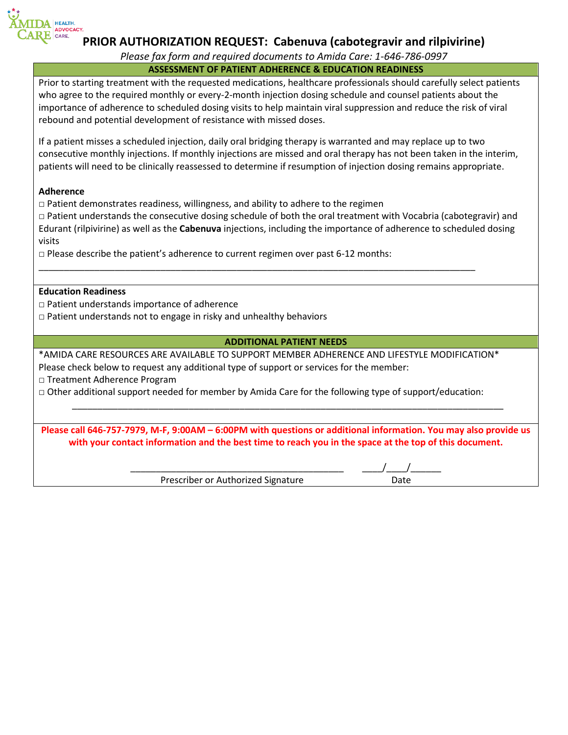# PRIOR AUTHORIZATION REQUEST: Cabenuva (cabotegravir and rilpivirine)

*Please fax form and required documents to Amida Care: 1-646-786-0997*

## ASSESSMENT OF PATIENT ADHERENCE & EDUCATION READINESS

Prior to starting treatment with the requested medications, healthcare professionals should carefully select patients who agree to the required monthly or every-2-month injection dosing schedule and counsel patients about the importance of adherence to scheduled dosing visits to help maintain viral suppression and reduce the risk of viral rebound and potential development of resistance with missed doses.

If a patient misses a scheduled injection, daily oral bridging therapy is warranted and may replace up to two consecutive monthly injections. If monthly injections are missed and oral therapy has not been taken in the interim, patients will need to be clinically reassessed to determine if resumption of injection dosing remains appropriate.

**Adherence**

□ Patient demonstrates readiness, willingness, and ability to adhere to the regimen

□ Patient understands the consecutive dosing schedule of both the oral treatment with Vocabria (cabotegravir) and Edurant (rilpivirine) as well as the **Cabenuva** injections, including the importance of adherence to scheduled dosing visits

□ Please describe the patient's adherence to current regimen over past 6-12 months:

_____________________________________________________________________________________

**Education Readiness**

□ Patient understands importance of adherence

□ Patient understands not to engage in risky and unhealthy behaviors

## ADDITIONAL PATIENT NEEDS

*AMIDA CARE RESOURCES ARE AVAILABLE TO SUPPORT MEMBER ADHERENCE AND LIFESTYLE MODIFICATION*

Please check below to request any additional type of support or services for the member:

□ Treatment Adherence Program

□ Other additional support needed for member by Amida Care for the following type of support/education:

_____________________________________________________________________________________

**Please call 646-757-7979, M-F, 9:00AM – 6:00PM with questions or additional information. You may also provide us with your contact information and the best time to reach you in the space at the top of this document.**

__________________________________________ ____/____/______

Prescriber or Authorized Signature Date